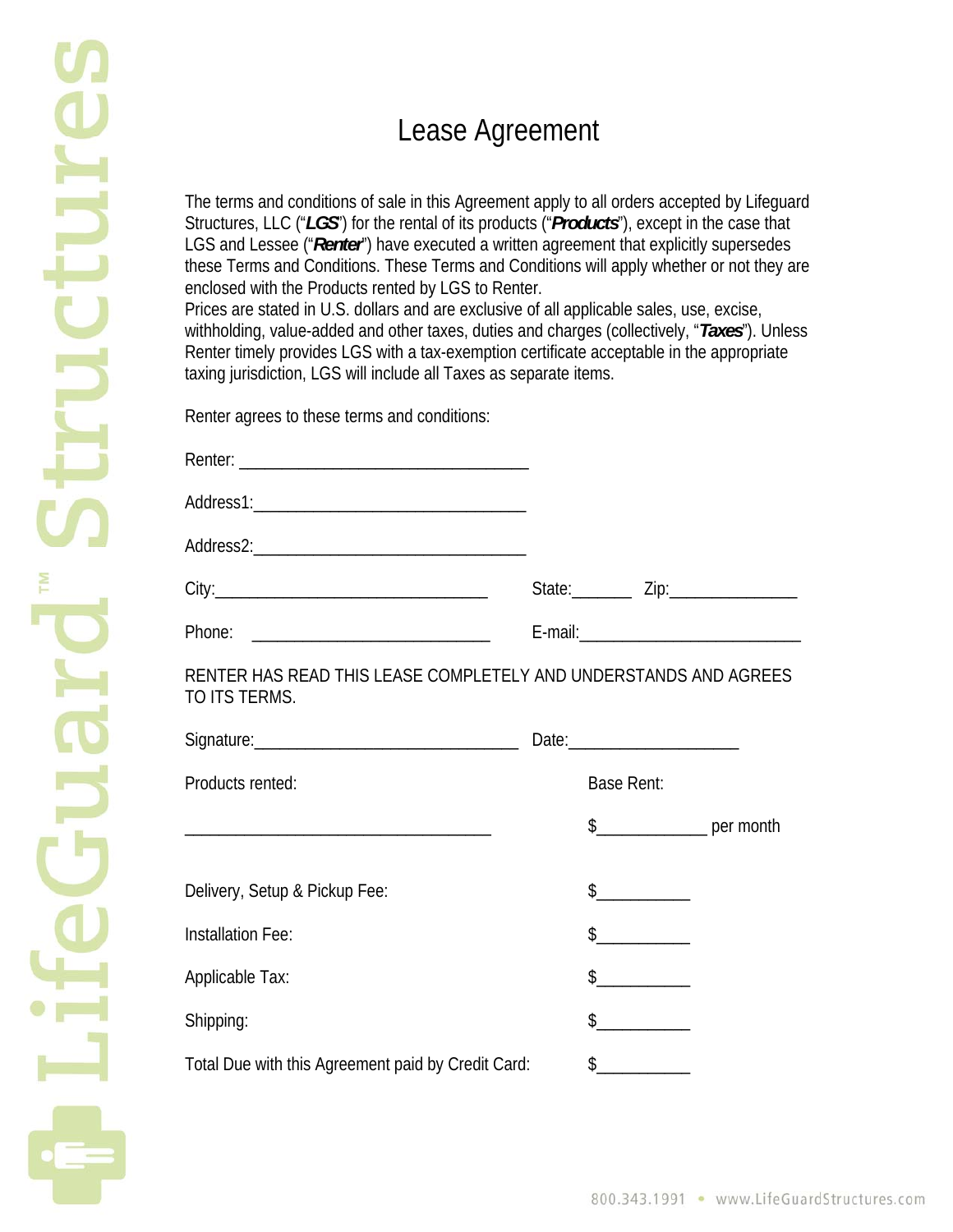# Lease Agreement

The terms and conditions of sale in this Agreement apply to all orders accepted by Lifeguard Structures, LLC ("***LGS***") for the rental of its products ("***Products***"), except in the case that LGS and Lessee ("***Renter***") have executed a written agreement that explicitly supersedes these Terms and Conditions. These Terms and Conditions will apply whether or not they are enclosed with the Products rented by LGS to Renter.

Prices are stated in U.S. dollars and are exclusive of all applicable sales, use, excise, withholding, value-added and other taxes, duties and charges (collectively, "***Taxes***"). Unless Renter timely provides LGS with a tax-exemption certificate acceptable in the appropriate taxing jurisdiction, LGS will include all Taxes as separate items.

Renter agrees to these terms and conditions:

Renter: ___________________________________

Address1:_________________________________

Address2:_________________________________

City:_________________________________ State:_______ Zip:________________

Phone: _____________________________ E-mail:___________________________

RENTER HAS READ THIS LEASE COMPLETELY AND UNDERSTANDS AND AGREES TO ITS TERMS.

Signature:________________________________ Date:_____________________

Products rented: _____________________________________

Base Rent: $_____________ per month

Delivery, Setup & Pickup Fee: $___________

Installation Fee: $___________

Applicable Tax: $___________

Shipping: $___________

Total Due with this Agreement paid by Credit Card: $___________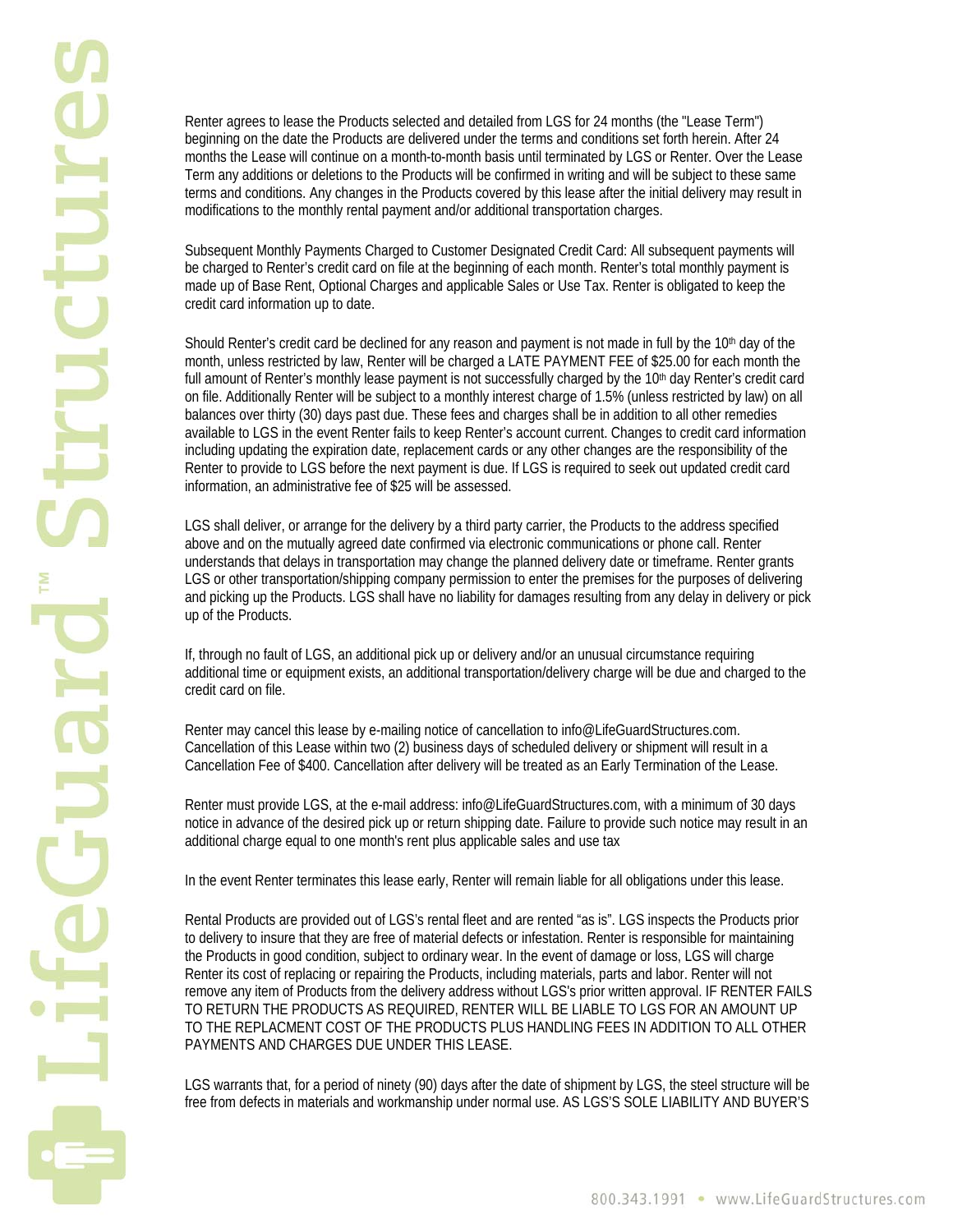Renter agrees to lease the Products selected and detailed from LGS for 24 months (the "Lease Term") beginning on the date the Products are delivered under the terms and conditions set forth herein. After 24 months the Lease will continue on a month-to-month basis until terminated by LGS or Renter. Over the Lease Term any additions or deletions to the Products will be confirmed in writing and will be subject to these same terms and conditions. Any changes in the Products covered by this lease after the initial delivery may result in modifications to the monthly rental payment and/or additional transportation charges.

Subsequent Monthly Payments Charged to Customer Designated Credit Card: All subsequent payments will be charged to Renter's credit card on file at the beginning of each month. Renter's total monthly payment is made up of Base Rent, Optional Charges and applicable Sales or Use Tax. Renter is obligated to keep the credit card information up to date.

Should Renter's credit card be declined for any reason and payment is not made in full by the 10th day of the month, unless restricted by law, Renter will be charged a LATE PAYMENT FEE of $25.00 for each month the full amount of Renter's monthly lease payment is not successfully charged by the 10th day Renter's credit card on file. Additionally Renter will be subject to a monthly interest charge of 1.5% (unless restricted by law) on all balances over thirty (30) days past due. These fees and charges shall be in addition to all other remedies available to LGS in the event Renter fails to keep Renter's account current. Changes to credit card information including updating the expiration date, replacement cards or any other changes are the responsibility of the Renter to provide to LGS before the next payment is due. If LGS is required to seek out updated credit card information, an administrative fee of $25 will be assessed.

LGS shall deliver, or arrange for the delivery by a third party carrier, the Products to the address specified above and on the mutually agreed date confirmed via electronic communications or phone call. Renter understands that delays in transportation may change the planned delivery date or timeframe. Renter grants LGS or other transportation/shipping company permission to enter the premises for the purposes of delivering and picking up the Products. LGS shall have no liability for damages resulting from any delay in delivery or pick up of the Products.

If, through no fault of LGS, an additional pick up or delivery and/or an unusual circumstance requiring additional time or equipment exists, an additional transportation/delivery charge will be due and charged to the credit card on file.

Renter may cancel this lease by e-mailing notice of cancellation to info@LifeGuardStructures.com. Cancellation of this Lease within two (2) business days of scheduled delivery or shipment will result in a Cancellation Fee of $400. Cancellation after delivery will be treated as an Early Termination of the Lease.

Renter must provide LGS, at the e-mail address: info@LifeGuardStructures.com, with a minimum of 30 days notice in advance of the desired pick up or return shipping date. Failure to provide such notice may result in an additional charge equal to one month's rent plus applicable sales and use tax

In the event Renter terminates this lease early, Renter will remain liable for all obligations under this lease.

Rental Products are provided out of LGS's rental fleet and are rented "as is". LGS inspects the Products prior to delivery to insure that they are free of material defects or infestation. Renter is responsible for maintaining the Products in good condition, subject to ordinary wear. In the event of damage or loss, LGS will charge Renter its cost of replacing or repairing the Products, including materials, parts and labor. Renter will not remove any item of Products from the delivery address without LGS's prior written approval. IF RENTER FAILS TO RETURN THE PRODUCTS AS REQUIRED, RENTER WILL BE LIABLE TO LGS FOR AN AMOUNT UP TO THE REPLACMENT COST OF THE PRODUCTS PLUS HANDLING FEES IN ADDITION TO ALL OTHER PAYMENTS AND CHARGES DUE UNDER THIS LEASE.

LGS warrants that, for a period of ninety (90) days after the date of shipment by LGS, the steel structure will be free from defects in materials and workmanship under normal use. AS LGS'S SOLE LIABILITY AND BUYER'S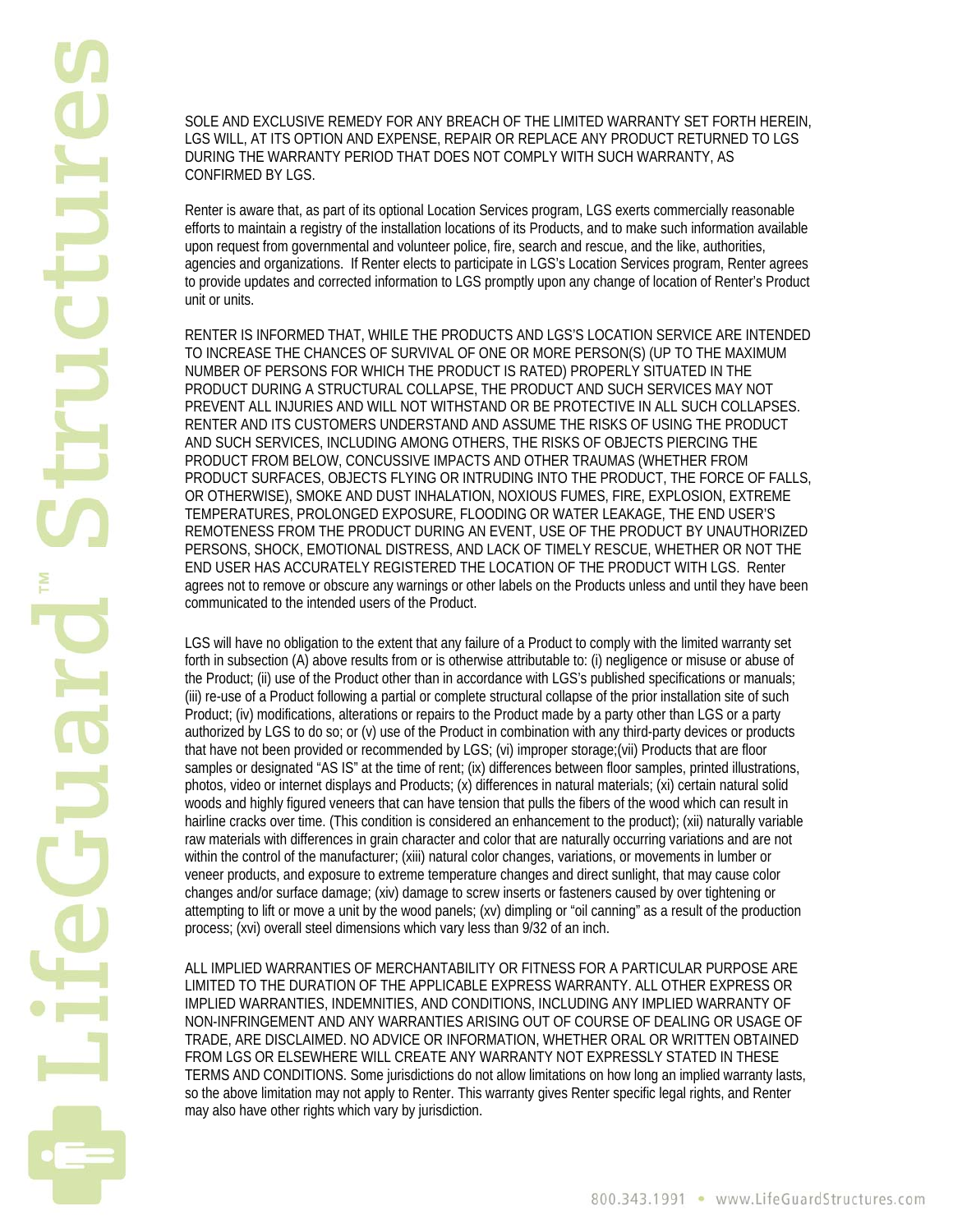SOLE AND EXCLUSIVE REMEDY FOR ANY BREACH OF THE LIMITED WARRANTY SET FORTH HEREIN, LGS WILL, AT ITS OPTION AND EXPENSE, REPAIR OR REPLACE ANY PRODUCT RETURNED TO LGS DURING THE WARRANTY PERIOD THAT DOES NOT COMPLY WITH SUCH WARRANTY, AS CONFIRMED BY LGS.

Renter is aware that, as part of its optional Location Services program, LGS exerts commercially reasonable efforts to maintain a registry of the installation locations of its Products, and to make such information available upon request from governmental and volunteer police, fire, search and rescue, and the like, authorities, agencies and organizations. If Renter elects to participate in LGS's Location Services program, Renter agrees to provide updates and corrected information to LGS promptly upon any change of location of Renter's Product unit or units.

RENTER IS INFORMED THAT, WHILE THE PRODUCTS AND LGS'S LOCATION SERVICE ARE INTENDED TO INCREASE THE CHANCES OF SURVIVAL OF ONE OR MORE PERSON(S) (UP TO THE MAXIMUM NUMBER OF PERSONS FOR WHICH THE PRODUCT IS RATED) PROPERLY SITUATED IN THE PRODUCT DURING A STRUCTURAL COLLAPSE, THE PRODUCT AND SUCH SERVICES MAY NOT PREVENT ALL INJURIES AND WILL NOT WITHSTAND OR BE PROTECTIVE IN ALL SUCH COLLAPSES. RENTER AND ITS CUSTOMERS UNDERSTAND AND ASSUME THE RISKS OF USING THE PRODUCT AND SUCH SERVICES, INCLUDING AMONG OTHERS, THE RISKS OF OBJECTS PIERCING THE PRODUCT FROM BELOW, CONCUSSIVE IMPACTS AND OTHER TRAUMAS (WHETHER FROM PRODUCT SURFACES, OBJECTS FLYING OR INTRUDING INTO THE PRODUCT, THE FORCE OF FALLS, OR OTHERWISE), SMOKE AND DUST INHALATION, NOXIOUS FUMES, FIRE, EXPLOSION, EXTREME TEMPERATURES, PROLONGED EXPOSURE, FLOODING OR WATER LEAKAGE, THE END USER'S REMOTENESS FROM THE PRODUCT DURING AN EVENT, USE OF THE PRODUCT BY UNAUTHORIZED PERSONS, SHOCK, EMOTIONAL DISTRESS, AND LACK OF TIMELY RESCUE, WHETHER OR NOT THE END USER HAS ACCURATELY REGISTERED THE LOCATION OF THE PRODUCT WITH LGS. Renter agrees not to remove or obscure any warnings or other labels on the Products unless and until they have been communicated to the intended users of the Product.

LGS will have no obligation to the extent that any failure of a Product to comply with the limited warranty set forth in subsection (A) above results from or is otherwise attributable to: (i) negligence or misuse or abuse of the Product; (ii) use of the Product other than in accordance with LGS's published specifications or manuals; (iii) re-use of a Product following a partial or complete structural collapse of the prior installation site of such Product; (iv) modifications, alterations or repairs to the Product made by a party other than LGS or a party authorized by LGS to do so; or (v) use of the Product in combination with any third-party devices or products that have not been provided or recommended by LGS; (vi) improper storage;(vii) Products that are floor samples or designated "AS IS" at the time of rent; (ix) differences between floor samples, printed illustrations, photos, video or internet displays and Products; (x) differences in natural materials; (xi) certain natural solid woods and highly figured veneers that can have tension that pulls the fibers of the wood which can result in hairline cracks over time. (This condition is considered an enhancement to the product); (xii) naturally variable raw materials with differences in grain character and color that are naturally occurring variations and are not within the control of the manufacturer; (xiii) natural color changes, variations, or movements in lumber or veneer products, and exposure to extreme temperature changes and direct sunlight, that may cause color changes and/or surface damage; (xiv) damage to screw inserts or fasteners caused by over tightening or attempting to lift or move a unit by the wood panels; (xv) dimpling or "oil canning" as a result of the production process; (xvi) overall steel dimensions which vary less than 9/32 of an inch.

ALL IMPLIED WARRANTIES OF MERCHANTABILITY OR FITNESS FOR A PARTICULAR PURPOSE ARE LIMITED TO THE DURATION OF THE APPLICABLE EXPRESS WARRANTY. ALL OTHER EXPRESS OR IMPLIED WARRANTIES, INDEMNITIES, AND CONDITIONS, INCLUDING ANY IMPLIED WARRANTY OF NON-INFRINGEMENT AND ANY WARRANTIES ARISING OUT OF COURSE OF DEALING OR USAGE OF TRADE, ARE DISCLAIMED. NO ADVICE OR INFORMATION, WHETHER ORAL OR WRITTEN OBTAINED FROM LGS OR ELSEWHERE WILL CREATE ANY WARRANTY NOT EXPRESSLY STATED IN THESE TERMS AND CONDITIONS. Some jurisdictions do not allow limitations on how long an implied warranty lasts, so the above limitation may not apply to Renter. This warranty gives Renter specific legal rights, and Renter may also have other rights which vary by jurisdiction.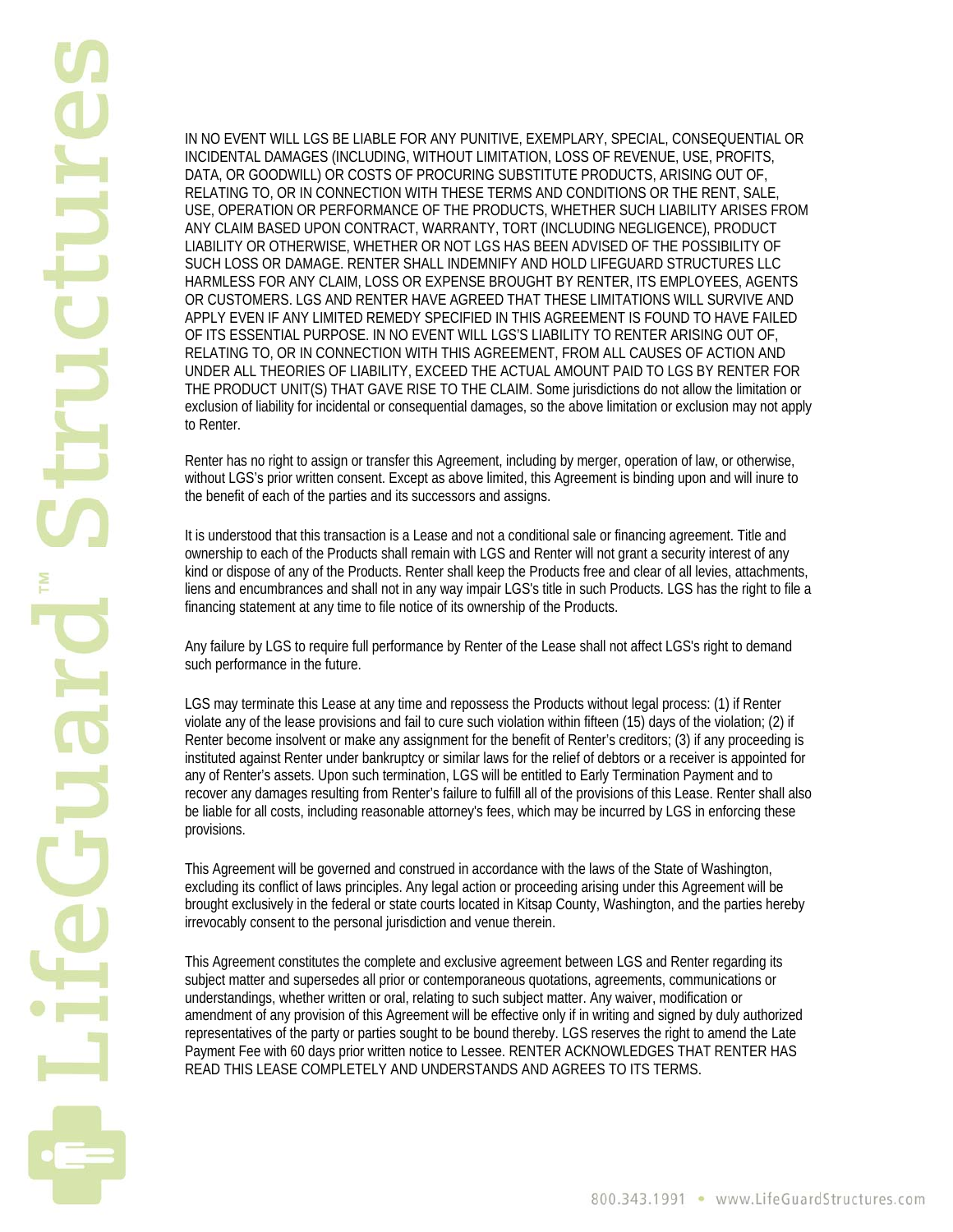IN NO EVENT WILL LGS BE LIABLE FOR ANY PUNITIVE, EXEMPLARY, SPECIAL, CONSEQUENTIAL OR INCIDENTAL DAMAGES (INCLUDING, WITHOUT LIMITATION, LOSS OF REVENUE, USE, PROFITS, DATA, OR GOODWILL) OR COSTS OF PROCURING SUBSTITUTE PRODUCTS, ARISING OUT OF, RELATING TO, OR IN CONNECTION WITH THESE TERMS AND CONDITIONS OR THE RENT, SALE, USE, OPERATION OR PERFORMANCE OF THE PRODUCTS, WHETHER SUCH LIABILITY ARISES FROM ANY CLAIM BASED UPON CONTRACT, WARRANTY, TORT (INCLUDING NEGLIGENCE), PRODUCT LIABILITY OR OTHERWISE, WHETHER OR NOT LGS HAS BEEN ADVISED OF THE POSSIBILITY OF SUCH LOSS OR DAMAGE. RENTER SHALL INDEMNIFY AND HOLD LIFEGUARD STRUCTURES LLC HARMLESS FOR ANY CLAIM, LOSS OR EXPENSE BROUGHT BY RENTER, ITS EMPLOYEES, AGENTS OR CUSTOMERS. LGS AND RENTER HAVE AGREED THAT THESE LIMITATIONS WILL SURVIVE AND APPLY EVEN IF ANY LIMITED REMEDY SPECIFIED IN THIS AGREEMENT IS FOUND TO HAVE FAILED OF ITS ESSENTIAL PURPOSE. IN NO EVENT WILL LGS'S LIABILITY TO RENTER ARISING OUT OF, RELATING TO, OR IN CONNECTION WITH THIS AGREEMENT, FROM ALL CAUSES OF ACTION AND UNDER ALL THEORIES OF LIABILITY, EXCEED THE ACTUAL AMOUNT PAID TO LGS BY RENTER FOR THE PRODUCT UNIT(S) THAT GAVE RISE TO THE CLAIM. Some jurisdictions do not allow the limitation or exclusion of liability for incidental or consequential damages, so the above limitation or exclusion may not apply to Renter.

Renter has no right to assign or transfer this Agreement, including by merger, operation of law, or otherwise, without LGS's prior written consent. Except as above limited, this Agreement is binding upon and will inure to the benefit of each of the parties and its successors and assigns.

It is understood that this transaction is a Lease and not a conditional sale or financing agreement. Title and ownership to each of the Products shall remain with LGS and Renter will not grant a security interest of any kind or dispose of any of the Products. Renter shall keep the Products free and clear of all levies, attachments, liens and encumbrances and shall not in any way impair LGS's title in such Products. LGS has the right to file a financing statement at any time to file notice of its ownership of the Products.

Any failure by LGS to require full performance by Renter of the Lease shall not affect LGS's right to demand such performance in the future.

LGS may terminate this Lease at any time and repossess the Products without legal process: (1) if Renter violate any of the lease provisions and fail to cure such violation within fifteen (15) days of the violation; (2) if Renter become insolvent or make any assignment for the benefit of Renter's creditors; (3) if any proceeding is instituted against Renter under bankruptcy or similar laws for the relief of debtors or a receiver is appointed for any of Renter's assets. Upon such termination, LGS will be entitled to Early Termination Payment and to recover any damages resulting from Renter's failure to fulfill all of the provisions of this Lease. Renter shall also be liable for all costs, including reasonable attorney's fees, which may be incurred by LGS in enforcing these provisions.

This Agreement will be governed and construed in accordance with the laws of the State of Washington, excluding its conflict of laws principles. Any legal action or proceeding arising under this Agreement will be brought exclusively in the federal or state courts located in Kitsap County, Washington, and the parties hereby irrevocably consent to the personal jurisdiction and venue therein.

This Agreement constitutes the complete and exclusive agreement between LGS and Renter regarding its subject matter and supersedes all prior or contemporaneous quotations, agreements, communications or understandings, whether written or oral, relating to such subject matter. Any waiver, modification or amendment of any provision of this Agreement will be effective only if in writing and signed by duly authorized representatives of the party or parties sought to be bound thereby. LGS reserves the right to amend the Late Payment Fee with 60 days prior written notice to Lessee. RENTER ACKNOWLEDGES THAT RENTER HAS READ THIS LEASE COMPLETELY AND UNDERSTANDS AND AGREES TO ITS TERMS.